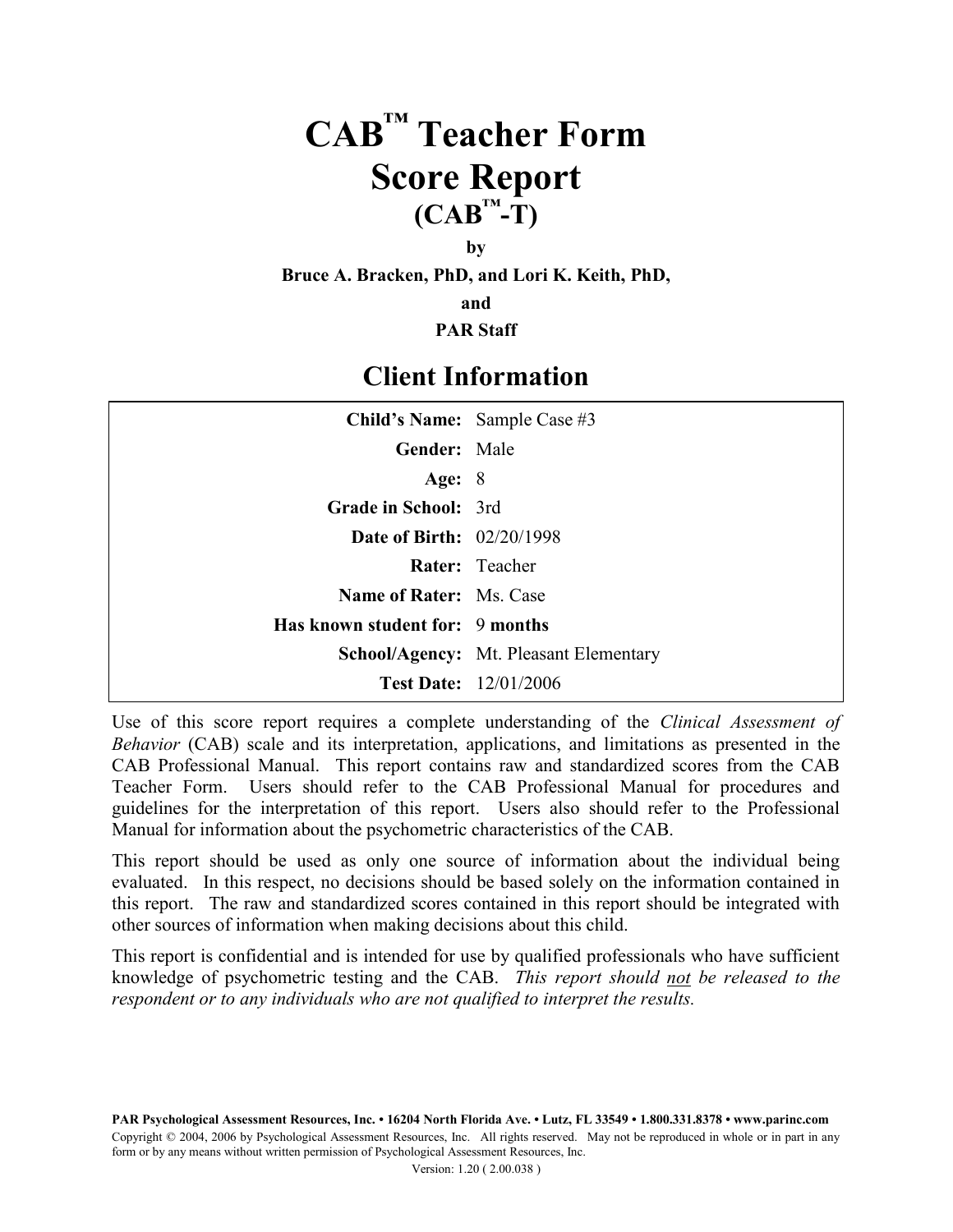# CAB™ Teacher Form Score Report (CAB™-T)

**by**

**Bruce A. Bracken, PhD, and Lori K. Keith, PhD,**

**and**

**PAR Staff**

## Client Information

| | |
|---|---|
| **Child's Name:** | Sample Case #3 |
| **Gender:** | Male |
| **Age:** | 8 |
| **Grade in School:** | 3rd |
| **Date of Birth:** | 02/20/1998 |
| **Rater:** | Teacher |
| **Name of Rater:** | Ms. Case |
| **Has known student for:** | 9 **months** |
| **School/Agency:** | Mt. Pleasant Elementary |
| **Test Date:** | 12/01/2006 |

Use of this score report requires a complete understanding of the *Clinical Assessment of Behavior* (CAB) scale and its interpretation, applications, and limitations as presented in the CAB Professional Manual. This report contains raw and standardized scores from the CAB Teacher Form. Users should refer to the CAB Professional Manual for procedures and guidelines for the interpretation of this report. Users also should refer to the Professional Manual for information about the psychometric characteristics of the CAB.

This report should be used as only one source of information about the individual being evaluated. In this respect, no decisions should be based solely on the information contained in this report. The raw and standardized scores contained in this report should be integrated with other sources of information when making decisions about this child.

This report is confidential and is intended for use by qualified professionals who have sufficient knowledge of psychometric testing and the CAB. *This report should <u>not</u> be released to the respondent or to any individuals who are not qualified to interpret the results.*

**PAR Psychological Assessment Resources, Inc. • 16204 North Florida Ave. • Lutz, FL 33549 • 1.800.331.8378 • www.parinc.com**

Copyright © 2004, 2006 by Psychological Assessment Resources, Inc. All rights reserved. May not be reproduced in whole or in part in any form or by any means without written permission of Psychological Assessment Resources, Inc.

Version: 1.20 ( 2.00.038 )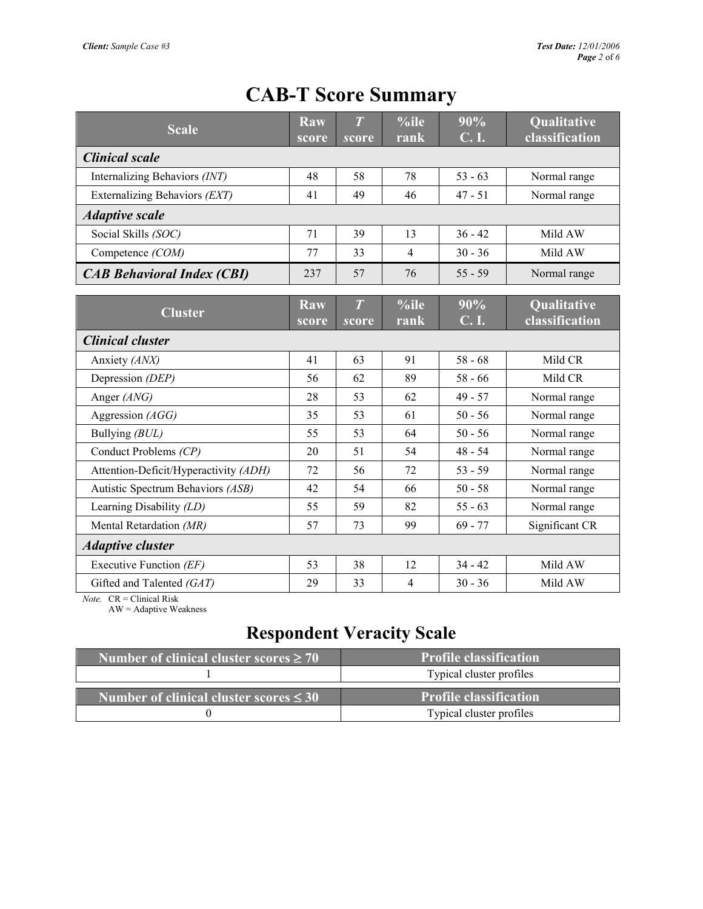# CAB-T Score Summary

| Scale | Raw score | *T* score | %ile rank | 90% C. I. | Qualitative classification |
|---|---|---|---|---|---|
| ***Clinical scale*** | | | | | |
| Internalizing Behaviors *(INT)* | 48 | 58 | 78 | 53 - 63 | Normal range |
| Externalizing Behaviors *(EXT)* | 41 | 49 | 46 | 47 - 51 | Normal range |
| ***Adaptive scale*** | | | | | |
| Social Skills *(SOC)* | 71 | 39 | 13 | 36 - 42 | Mild AW |
| Competence *(COM)* | 77 | 33 | 4 | 30 - 36 | Mild AW |
| ***CAB Behavioral Index (CBI)*** | 237 | 57 | 76 | 55 - 59 | Normal range |

| Cluster | Raw score | *T* score | %ile rank | 90% C. I. | Qualitative classification |
|---|---|---|---|---|---|
| ***Clinical cluster*** | | | | | |
| Anxiety *(ANX)* | 41 | 63 | 91 | 58 - 68 | Mild CR |
| Depression *(DEP)* | 56 | 62 | 89 | 58 - 66 | Mild CR |
| Anger *(ANG)* | 28 | 53 | 62 | 49 - 57 | Normal range |
| Aggression *(AGG)* | 35 | 53 | 61 | 50 - 56 | Normal range |
| Bullying *(BUL)* | 55 | 53 | 64 | 50 - 56 | Normal range |
| Conduct Problems *(CP)* | 20 | 51 | 54 | 48 - 54 | Normal range |
| Attention-Deficit/Hyperactivity *(ADH)* | 72 | 56 | 72 | 53 - 59 | Normal range |
| Autistic Spectrum Behaviors *(ASB)* | 42 | 54 | 66 | 50 - 58 | Normal range |
| Learning Disability *(LD)* | 55 | 59 | 82 | 55 - 63 | Normal range |
| Mental Retardation *(MR)* | 57 | 73 | 99 | 69 - 77 | Significant CR |
| ***Adaptive cluster*** | | | | | |
| Executive Function *(EF)* | 53 | 38 | 12 | 34 - 42 | Mild AW |
| Gifted and Talented *(GAT)* | 29 | 33 | 4 | 30 - 36 | Mild AW |

*Note.* CR = Clinical Risk
AW = Adaptive Weakness

## Respondent Veracity Scale

| Number of clinical cluster scores ≥ 70 | Profile classification |
|---|---|
| 1 | Typical cluster profiles |

| Number of clinical cluster scores ≤ 30 | Profile classification |
|---|---|
| 0 | Typical cluster profiles |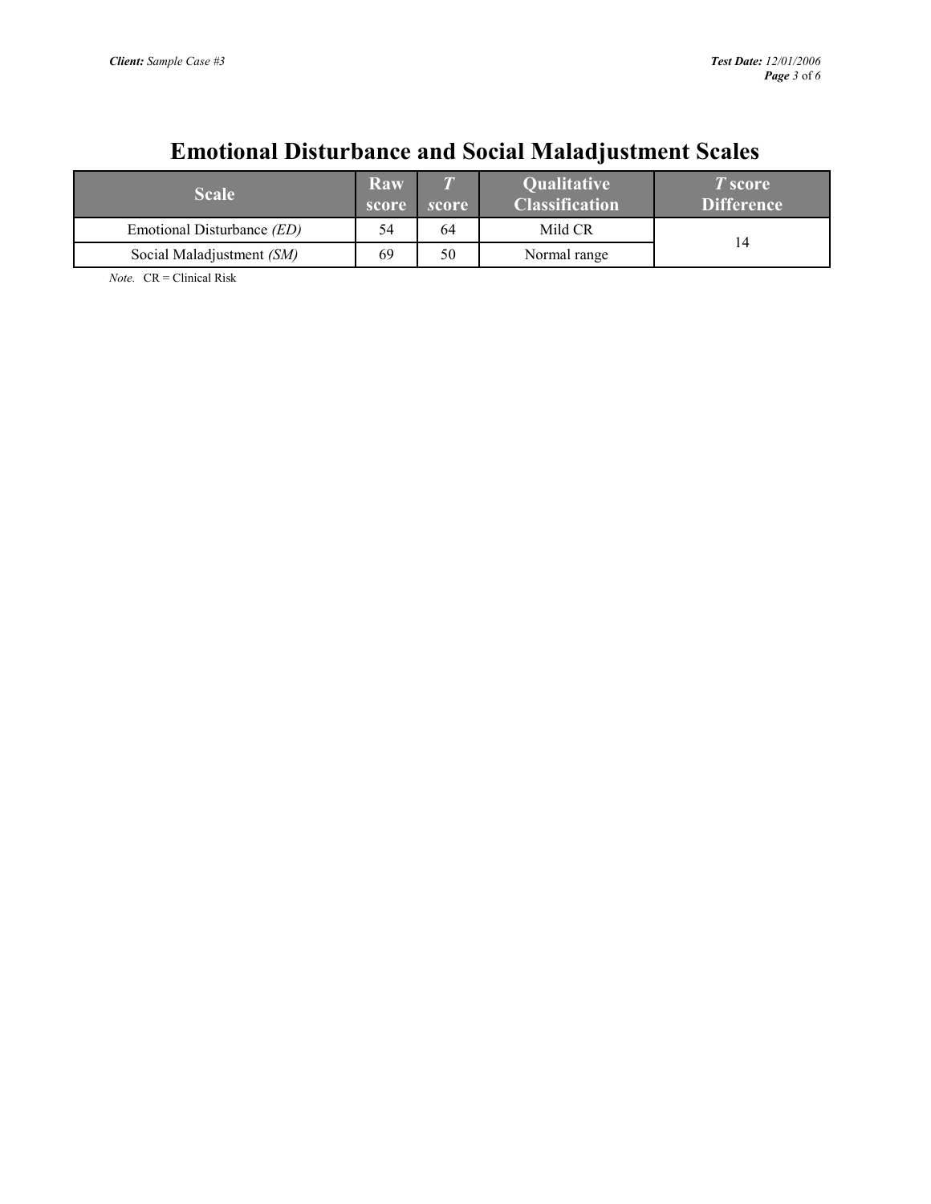# Emotional Disturbance and Social Maladjustment Scales

| Scale | Raw score | *T* score | Qualitative Classification | *T* score Difference |
|---|---|---|---|---|
| Emotional Disturbance *(ED)* | 54 | 64 | Mild CR | 14 |
| Social Maladjustment *(SM)* | 69 | 50 | Normal range | |

*Note.* CR = Clinical Risk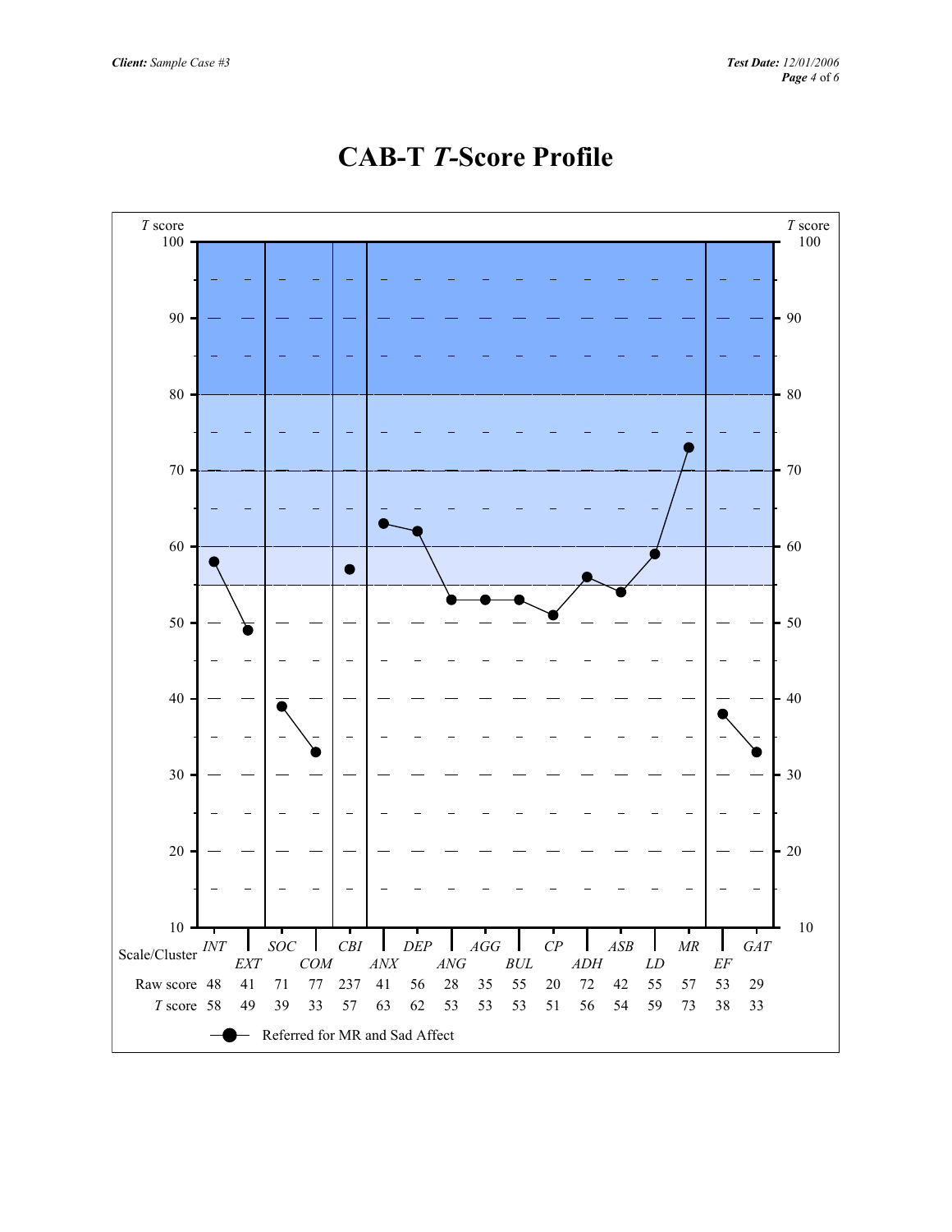# CAB-T *T*-Score Profile

| Scale/Cluster | INT | EXT | SOC | COM | CBI | ANX | DEP | ANG | AGG | BUL | CP | ADH | ASB | LD | MR | EF | GAT |
|---|---|---|---|---|---|---|---|---|---|---|---|---|---|---|---|---|---|
| Raw score | 48 | 41 | 71 | 77 | 237 | 41 | 56 | 28 | 35 | 55 | 20 | 72 | 42 | 55 | 57 | 53 | 29 |
| *T* score | 58 | 49 | 39 | 33 | 57 | 63 | 62 | 53 | 53 | 53 | 51 | 56 | 54 | 59 | 73 | 38 | 33 |

Referred for MR and Sad Affect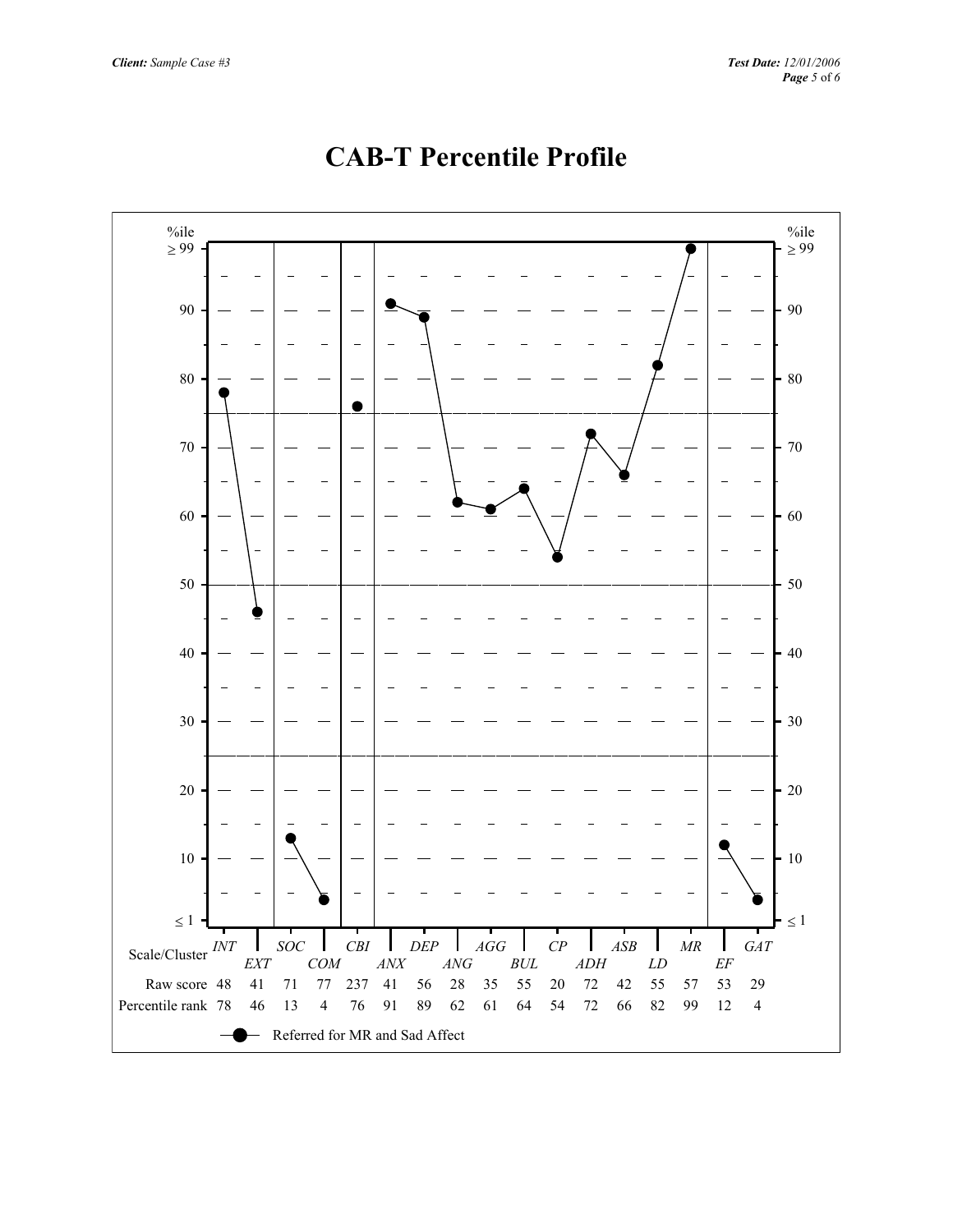# CAB-T Percentile Profile

| Scale/Cluster | INT | EXT | SOC | COM | CBI | ANX | DEP | ANG | AGG | BUL | CP | ADH | ASB | LD | MR | EF | GAT |
|---|---|---|---|---|---|---|---|---|---|---|---|---|---|---|---|---|---|
| Raw score | 48 | 41 | 71 | 77 | 237 | 41 | 56 | 28 | 35 | 55 | 20 | 72 | 42 | 55 | 57 | 53 | 29 |
| Percentile rank | 78 | 46 | 13 | 4 | 76 | 91 | 89 | 62 | 61 | 64 | 54 | 72 | 66 | 82 | 99 | 12 | 4 |

Referred for MR and Sad Affect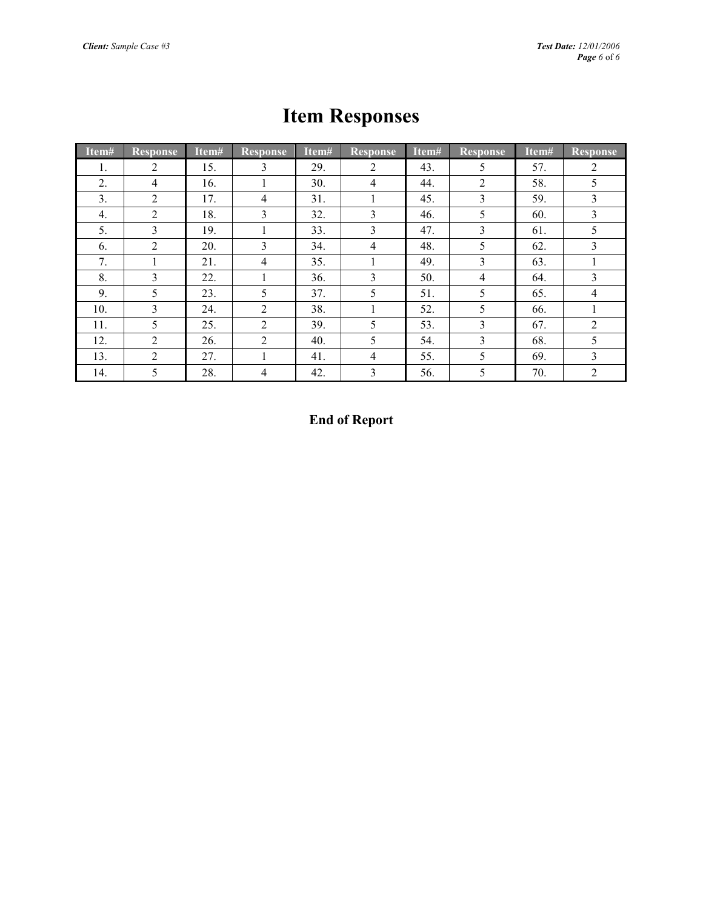# Item Responses

| Item# | Response | Item# | Response | Item# | Response | Item# | Response | Item# | Response |
|---|---|---|---|---|---|---|---|---|---|
| 1. | 2 | 15. | 3 | 29. | 2 | 43. | 5 | 57. | 2 |
| 2. | 4 | 16. | 1 | 30. | 4 | 44. | 2 | 58. | 5 |
| 3. | 2 | 17. | 4 | 31. | 1 | 45. | 3 | 59. | 3 |
| 4. | 2 | 18. | 3 | 32. | 3 | 46. | 5 | 60. | 3 |
| 5. | 3 | 19. | 1 | 33. | 3 | 47. | 3 | 61. | 5 |
| 6. | 2 | 20. | 3 | 34. | 4 | 48. | 5 | 62. | 3 |
| 7. | 1 | 21. | 4 | 35. | 1 | 49. | 3 | 63. | 1 |
| 8. | 3 | 22. | 1 | 36. | 3 | 50. | 4 | 64. | 3 |
| 9. | 5 | 23. | 5 | 37. | 5 | 51. | 5 | 65. | 4 |
| 10. | 3 | 24. | 2 | 38. | 1 | 52. | 5 | 66. | 1 |
| 11. | 5 | 25. | 2 | 39. | 5 | 53. | 3 | 67. | 2 |
| 12. | 2 | 26. | 2 | 40. | 5 | 54. | 3 | 68. | 5 |
| 13. | 2 | 27. | 1 | 41. | 4 | 55. | 5 | 69. | 3 |
| 14. | 5 | 28. | 4 | 42. | 3 | 56. | 5 | 70. | 2 |

**End of Report**